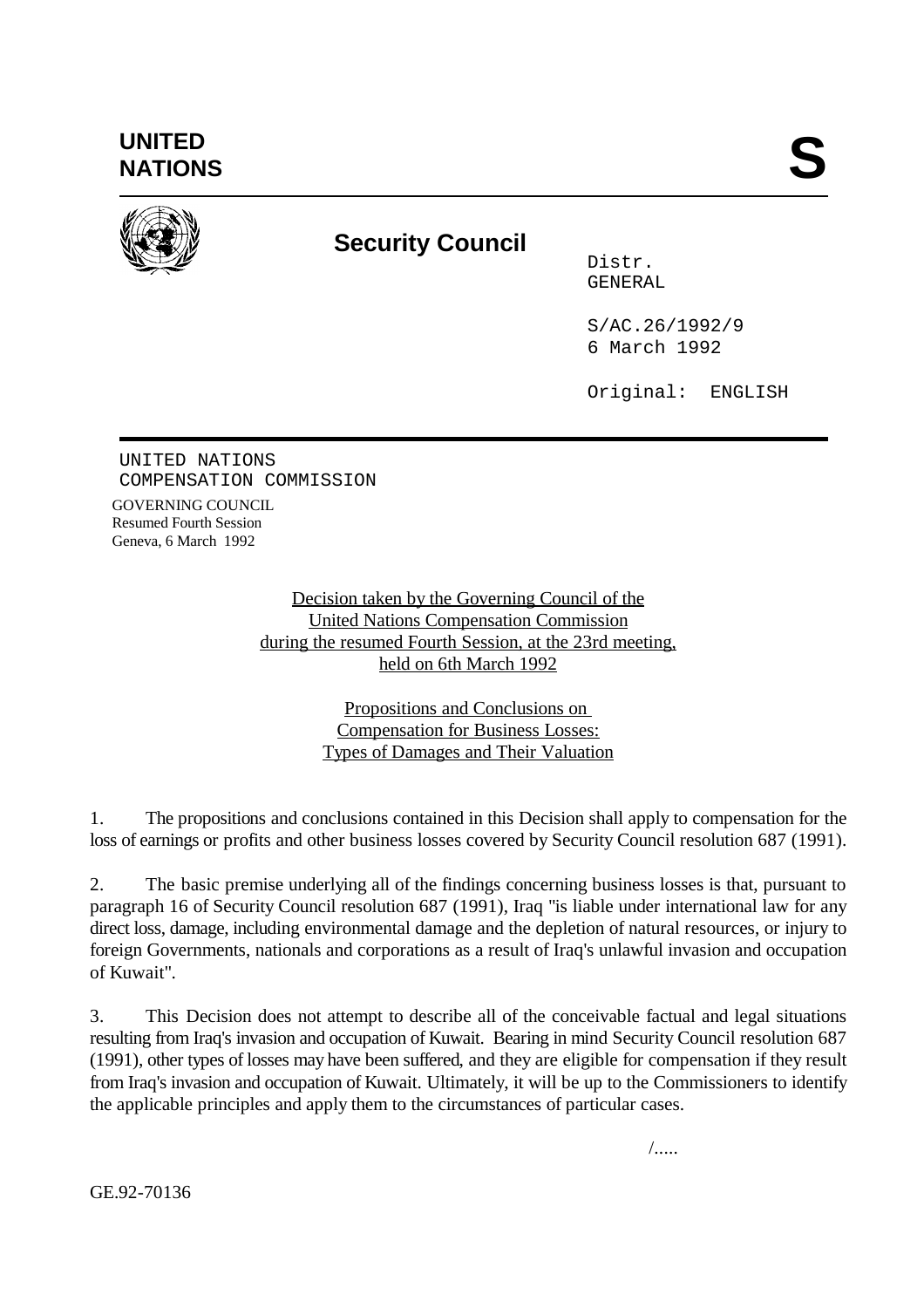**UNITED NATIONS** **S**

# Security Council

Distr.
GENERAL

S/AC.26/1992/9
6 March 1992

Original: ENGLISH

UNITED NATIONS
COMPENSATION COMMISSION

GOVERNING COUNCIL
Resumed Fourth Session
Geneva, 6 March 1992

Decision taken by the Governing Council of the United Nations Compensation Commission during the resumed Fourth Session, at the 23rd meeting, held on 6th March 1992

## Propositions and Conclusions on Compensation for Business Losses: Types of Damages and Their Valuation

1. The propositions and conclusions contained in this Decision shall apply to compensation for the loss of earnings or profits and other business losses covered by Security Council resolution 687 (1991).

2. The basic premise underlying all of the findings concerning business losses is that, pursuant to paragraph 16 of Security Council resolution 687 (1991), Iraq "is liable under international law for any direct loss, damage, including environmental damage and the depletion of natural resources, or injury to foreign Governments, nationals and corporations as a result of Iraq's unlawful invasion and occupation of Kuwait".

3. This Decision does not attempt to describe all of the conceivable factual and legal situations resulting from Iraq's invasion and occupation of Kuwait. Bearing in mind Security Council resolution 687 (1991), other types of losses may have been suffered, and they are eligible for compensation if they result from Iraq's invasion and occupation of Kuwait. Ultimately, it will be up to the Commissioners to identify the applicable principles and apply them to the circumstances of particular cases.

GE.92-70136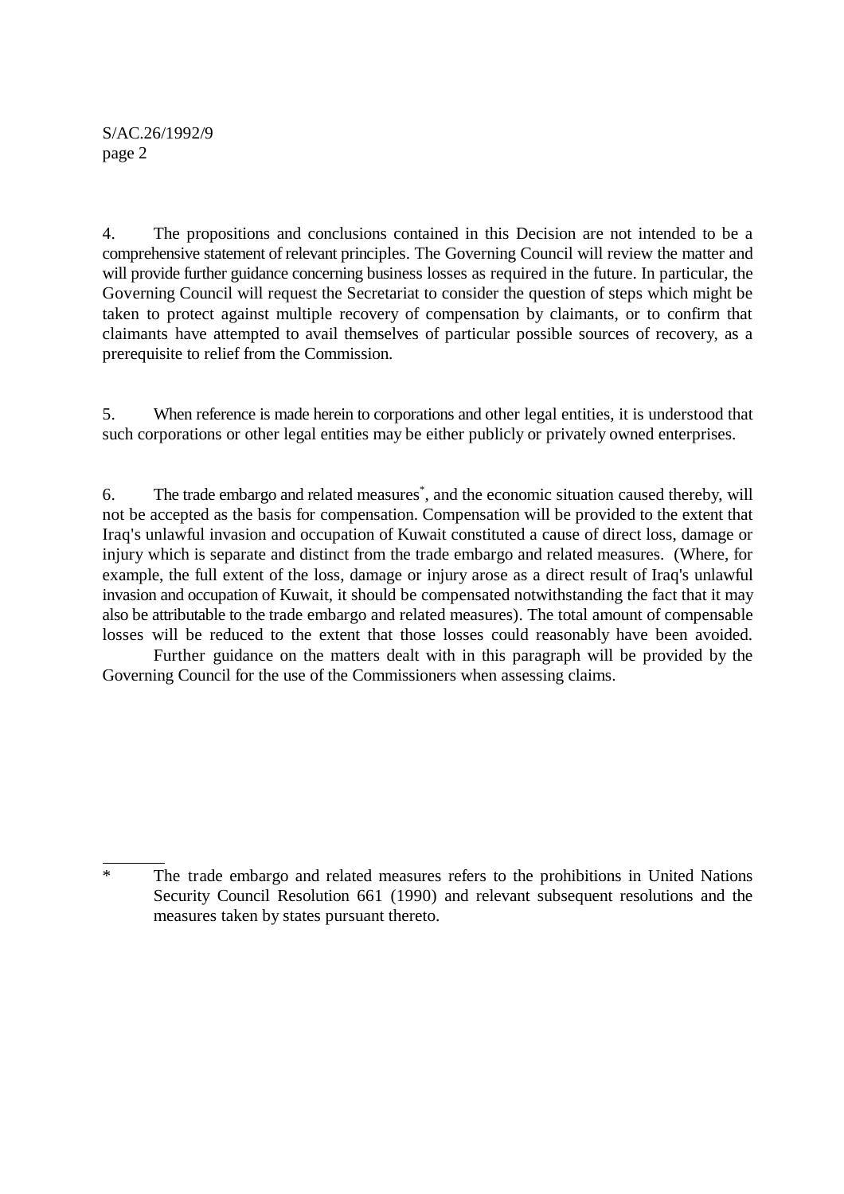4. The propositions and conclusions contained in this Decision are not intended to be a comprehensive statement of relevant principles. The Governing Council will review the matter and will provide further guidance concerning business losses as required in the future. In particular, the Governing Council will request the Secretariat to consider the question of steps which might be taken to protect against multiple recovery of compensation by claimants, or to confirm that claimants have attempted to avail themselves of particular possible sources of recovery, as a prerequisite to relief from the Commission.

5. When reference is made herein to corporations and other legal entities, it is understood that such corporations or other legal entities may be either publicly or privately owned enterprises.

6. The trade embargo and related measures*, and the economic situation caused thereby, will not be accepted as the basis for compensation. Compensation will be provided to the extent that Iraq's unlawful invasion and occupation of Kuwait constituted a cause of direct loss, damage or injury which is separate and distinct from the trade embargo and related measures. (Where, for example, the full extent of the loss, damage or injury arose as a direct result of Iraq's unlawful invasion and occupation of Kuwait, it should be compensated notwithstanding the fact that it may also be attributable to the trade embargo and related measures). The total amount of compensable losses will be reduced to the extent that those losses could reasonably have been avoided.

Further guidance on the matters dealt with in this paragraph will be provided by the Governing Council for the use of the Commissioners when assessing claims.

---

* The trade embargo and related measures refers to the prohibitions in United Nations Security Council Resolution 661 (1990) and relevant subsequent resolutions and the measures taken by states pursuant thereto.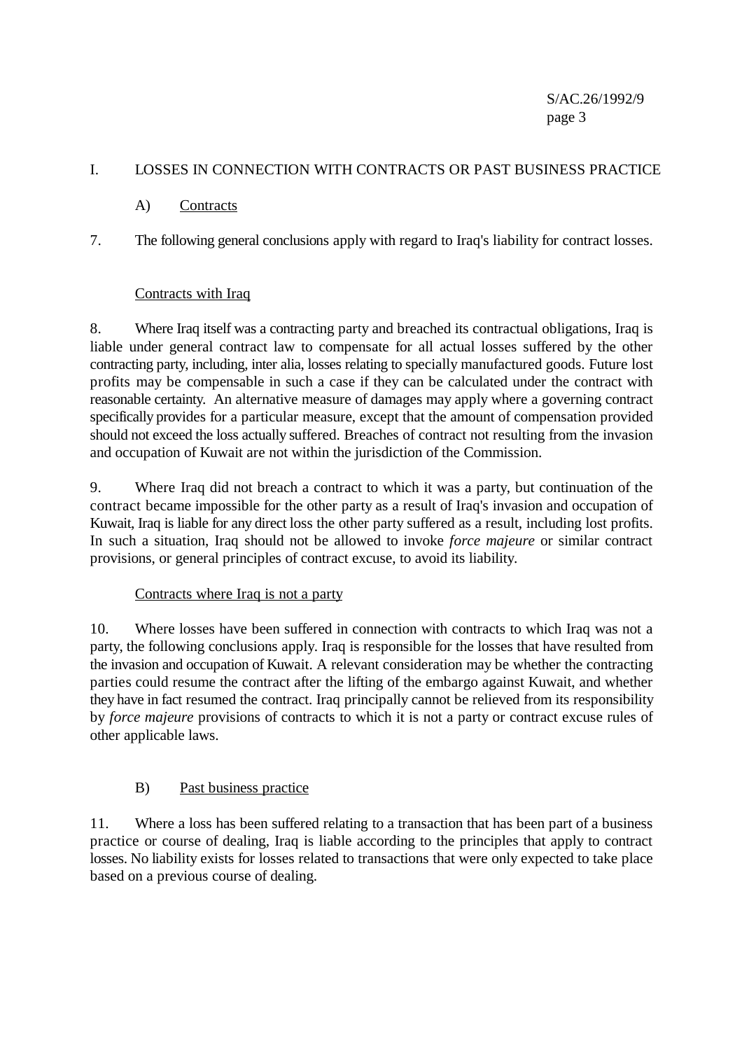## I. LOSSES IN CONNECTION WITH CONTRACTS OR PAST BUSINESS PRACTICE

### A) Contracts

7. The following general conclusions apply with regard to Iraq's liability for contract losses.

#### Contracts with Iraq

8. Where Iraq itself was a contracting party and breached its contractual obligations, Iraq is liable under general contract law to compensate for all actual losses suffered by the other contracting party, including, inter alia, losses relating to specially manufactured goods. Future lost profits may be compensable in such a case if they can be calculated under the contract with reasonable certainty. An alternative measure of damages may apply where a governing contract specifically provides for a particular measure, except that the amount of compensation provided should not exceed the loss actually suffered. Breaches of contract not resulting from the invasion and occupation of Kuwait are not within the jurisdiction of the Commission.

9. Where Iraq did not breach a contract to which it was a party, but continuation of the contract became impossible for the other party as a result of Iraq's invasion and occupation of Kuwait, Iraq is liable for any direct loss the other party suffered as a result, including lost profits. In such a situation, Iraq should not be allowed to invoke *force majeure* or similar contract provisions, or general principles of contract excuse, to avoid its liability.

#### Contracts where Iraq is not a party

10. Where losses have been suffered in connection with contracts to which Iraq was not a party, the following conclusions apply. Iraq is responsible for the losses that have resulted from the invasion and occupation of Kuwait. A relevant consideration may be whether the contracting parties could resume the contract after the lifting of the embargo against Kuwait, and whether they have in fact resumed the contract. Iraq principally cannot be relieved from its responsibility by *force majeure* provisions of contracts to which it is not a party or contract excuse rules of other applicable laws.

### B) Past business practice

11. Where a loss has been suffered relating to a transaction that has been part of a business practice or course of dealing, Iraq is liable according to the principles that apply to contract losses. No liability exists for losses related to transactions that were only expected to take place based on a previous course of dealing.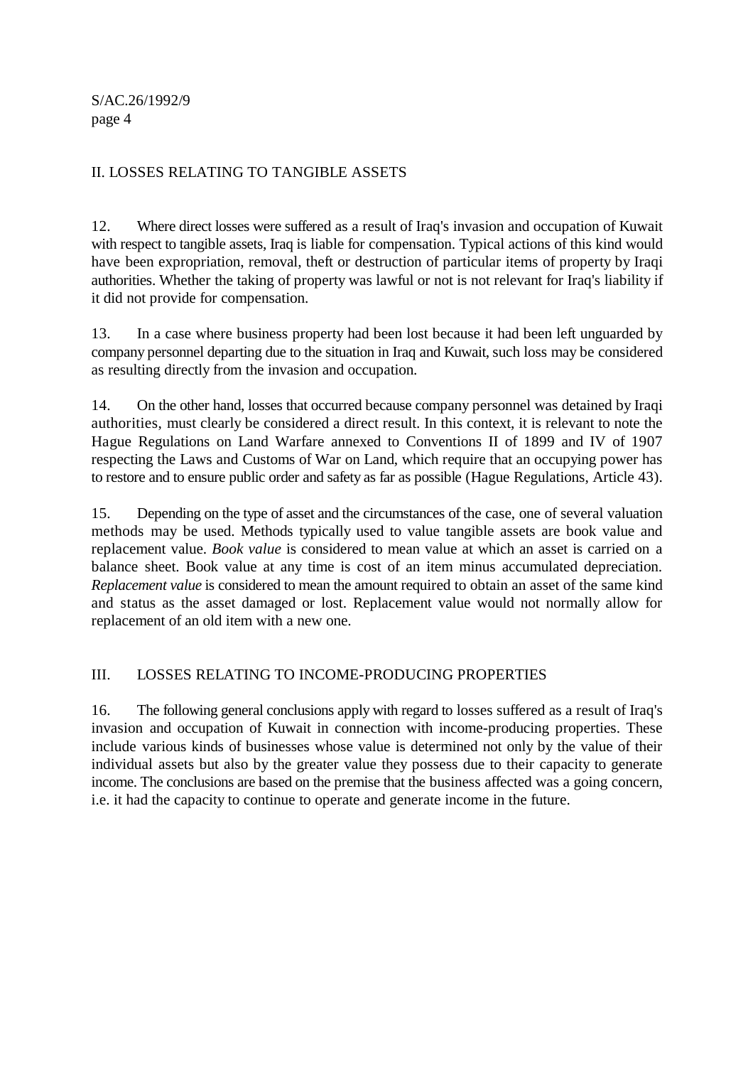## II. LOSSES RELATING TO TANGIBLE ASSETS

12. Where direct losses were suffered as a result of Iraq's invasion and occupation of Kuwait with respect to tangible assets, Iraq is liable for compensation. Typical actions of this kind would have been expropriation, removal, theft or destruction of particular items of property by Iraqi authorities. Whether the taking of property was lawful or not is not relevant for Iraq's liability if it did not provide for compensation.

13. In a case where business property had been lost because it had been left unguarded by company personnel departing due to the situation in Iraq and Kuwait, such loss may be considered as resulting directly from the invasion and occupation.

14. On the other hand, losses that occurred because company personnel was detained by Iraqi authorities, must clearly be considered a direct result. In this context, it is relevant to note the Hague Regulations on Land Warfare annexed to Conventions II of 1899 and IV of 1907 respecting the Laws and Customs of War on Land, which require that an occupying power has to restore and to ensure public order and safety as far as possible (Hague Regulations, Article 43).

15. Depending on the type of asset and the circumstances of the case, one of several valuation methods may be used. Methods typically used to value tangible assets are book value and replacement value. *Book value* is considered to mean value at which an asset is carried on a balance sheet. Book value at any time is cost of an item minus accumulated depreciation. *Replacement value* is considered to mean the amount required to obtain an asset of the same kind and status as the asset damaged or lost. Replacement value would not normally allow for replacement of an old item with a new one.

## III. LOSSES RELATING TO INCOME-PRODUCING PROPERTIES

16. The following general conclusions apply with regard to losses suffered as a result of Iraq's invasion and occupation of Kuwait in connection with income-producing properties. These include various kinds of businesses whose value is determined not only by the value of their individual assets but also by the greater value they possess due to their capacity to generate income. The conclusions are based on the premise that the business affected was a going concern, i.e. it had the capacity to continue to operate and generate income in the future.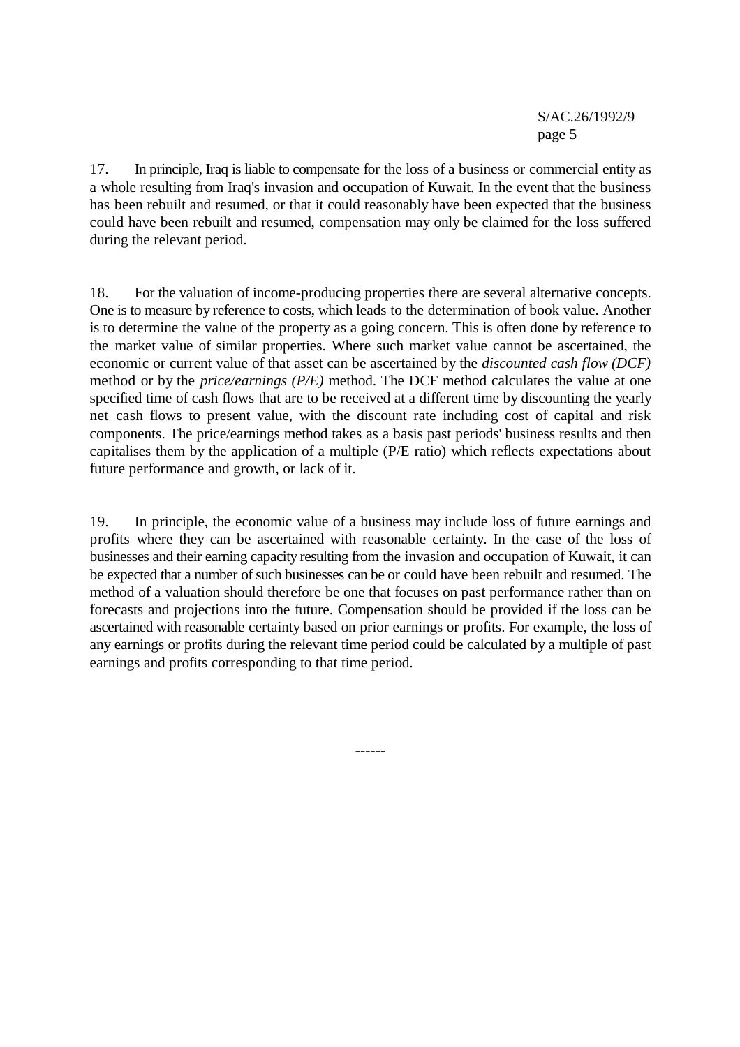17. In principle, Iraq is liable to compensate for the loss of a business or commercial entity as a whole resulting from Iraq's invasion and occupation of Kuwait. In the event that the business has been rebuilt and resumed, or that it could reasonably have been expected that the business could have been rebuilt and resumed, compensation may only be claimed for the loss suffered during the relevant period.

18. For the valuation of income-producing properties there are several alternative concepts. One is to measure by reference to costs, which leads to the determination of book value. Another is to determine the value of the property as a going concern. This is often done by reference to the market value of similar properties. Where such market value cannot be ascertained, the economic or current value of that asset can be ascertained by the *discounted cash flow (DCF)* method or by the *price/earnings (P/E)* method. The DCF method calculates the value at one specified time of cash flows that are to be received at a different time by discounting the yearly net cash flows to present value, with the discount rate including cost of capital and risk components. The price/earnings method takes as a basis past periods' business results and then capitalises them by the application of a multiple (P/E ratio) which reflects expectations about future performance and growth, or lack of it.

19. In principle, the economic value of a business may include loss of future earnings and profits where they can be ascertained with reasonable certainty. In the case of the loss of businesses and their earning capacity resulting from the invasion and occupation of Kuwait, it can be expected that a number of such businesses can be or could have been rebuilt and resumed. The method of a valuation should therefore be one that focuses on past performance rather than on forecasts and projections into the future. Compensation should be provided if the loss can be ascertained with reasonable certainty based on prior earnings or profits. For example, the loss of any earnings or profits during the relevant time period could be calculated by a multiple of past earnings and profits corresponding to that time period.

------